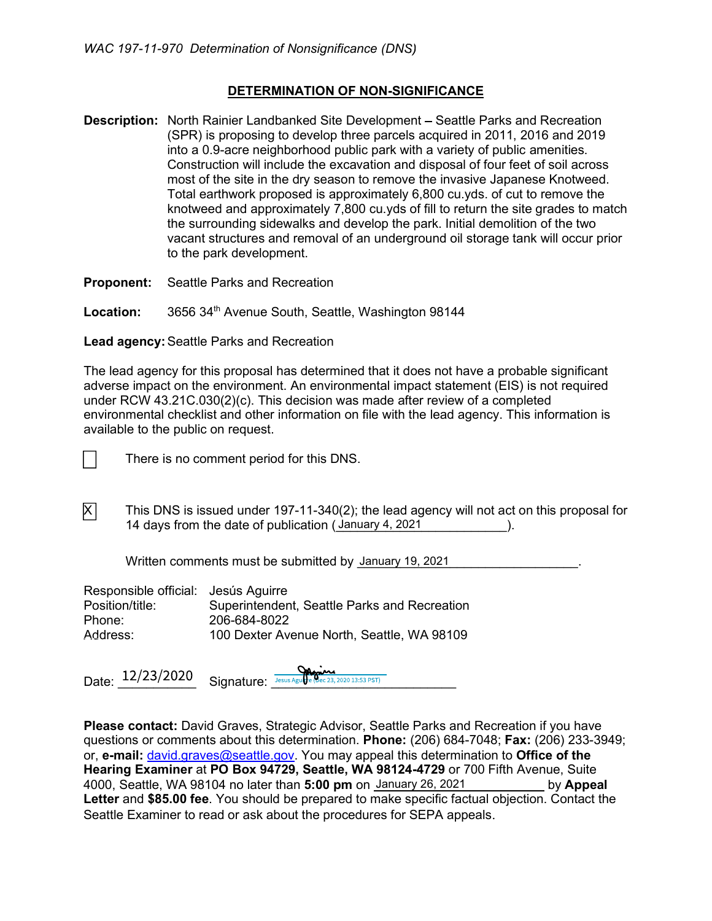*WAC 197-11-970 Determination of Nonsignificance (DNS)*

## DETERMINATION OF NON-SIGNIFICANCE

**Description:** North Rainier Landbanked Site Development – Seattle Parks and Recreation (SPR) is proposing to develop three parcels acquired in 2011, 2016 and 2019 into a 0.9-acre neighborhood public park with a variety of public amenities. Construction will include the excavation and disposal of four feet of soil across most of the site in the dry season to remove the invasive Japanese Knotweed. Total earthwork proposed is approximately 6,800 cu.yds. of cut to remove the knotweed and approximately 7,800 cu.yds of fill to return the site grades to match the surrounding sidewalks and develop the park. Initial demolition of the two vacant structures and removal of an underground oil storage tank will occur prior to the park development.

**Proponent:** Seattle Parks and Recreation

**Location:** 3656 34th Avenue South, Seattle, Washington 98144

**Lead agency:** Seattle Parks and Recreation

The lead agency for this proposal has determined that it does not have a probable significant adverse impact on the environment. An environmental impact statement (EIS) is not required under RCW 43.21C.030(2)(c). This decision was made after review of a completed environmental checklist and other information on file with the lead agency. This information is available to the public on request.

☐ There is no comment period for this DNS.

☒ This DNS is issued under 197-11-340(2); the lead agency will not act on this proposal for 14 days from the date of publication (January 4, 2021).

Written comments must be submitted by January 19, 2021.

Responsible official: Jesús Aguirre
Position/title: Superintendent, Seattle Parks and Recreation
Phone: 206-684-8022
Address: 100 Dexter Avenue North, Seattle, WA 98109

Date: 12/23/2020 Signature: Jesus Aguirre (Dec 23, 2020 13:53 PST)

**Please contact:** David Graves, Strategic Advisor, Seattle Parks and Recreation if you have questions or comments about this determination. **Phone:** (206) 684-7048; **Fax:** (206) 233-3949; or, **e-mail:** david.graves@seattle.gov. You may appeal this determination to **Office of the Hearing Examiner** at **PO Box 94729, Seattle, WA 98124-4729** or 700 Fifth Avenue, Suite 4000, Seattle, WA 98104 no later than **5:00 pm** on January 26, 2021 by **Appeal Letter** and **$85.00 fee**. You should be prepared to make specific factual objection. Contact the Seattle Examiner to read or ask about the procedures for SEPA appeals.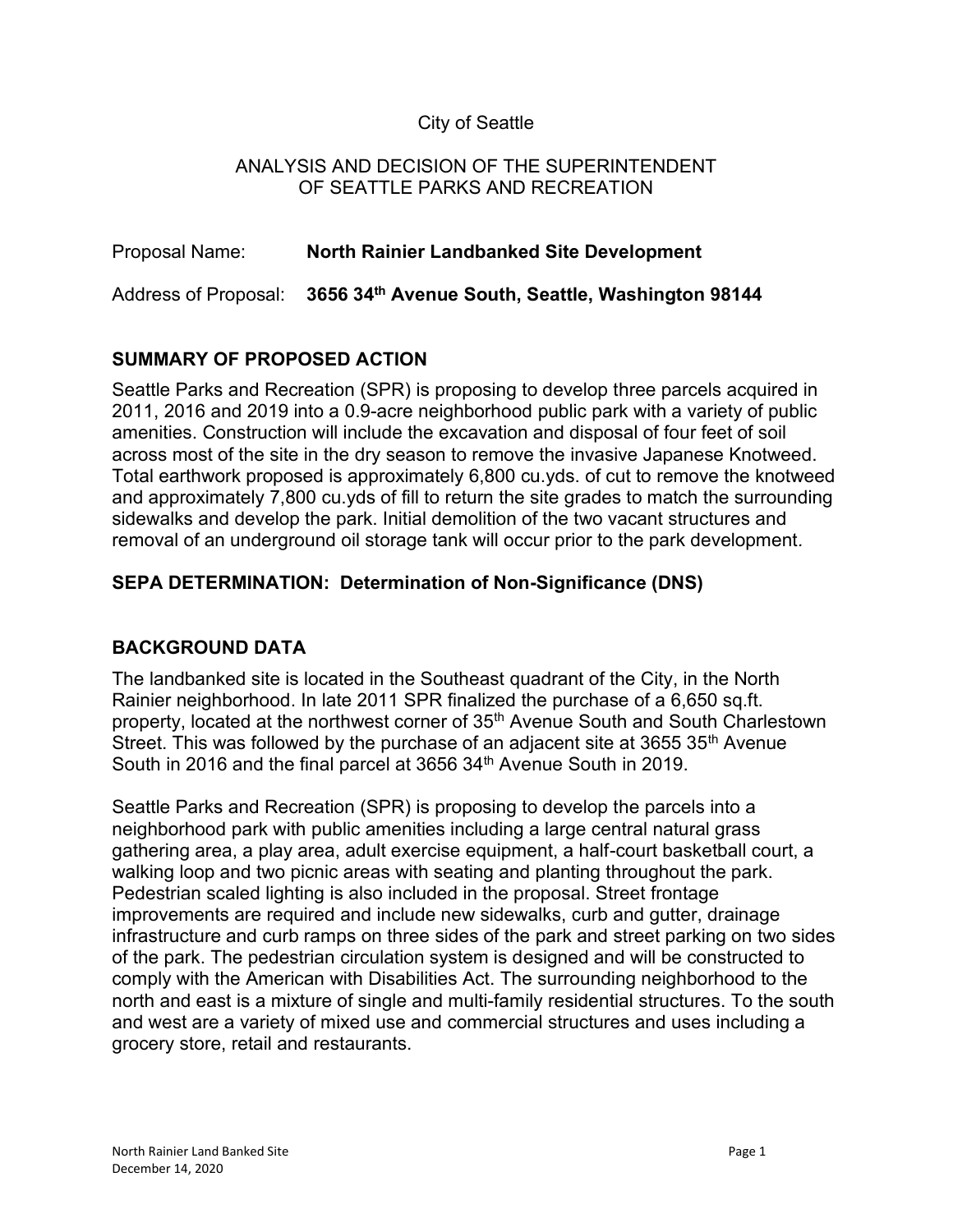City of Seattle

ANALYSIS AND DECISION OF THE SUPERINTENDENT OF SEATTLE PARKS AND RECREATION

Proposal Name: **North Rainier Landbanked Site Development**

Address of Proposal: **3656 34th Avenue South, Seattle, Washington 98144**

## SUMMARY OF PROPOSED ACTION

Seattle Parks and Recreation (SPR) is proposing to develop three parcels acquired in 2011, 2016 and 2019 into a 0.9-acre neighborhood public park with a variety of public amenities. Construction will include the excavation and disposal of four feet of soil across most of the site in the dry season to remove the invasive Japanese Knotweed. Total earthwork proposed is approximately 6,800 cu.yds. of cut to remove the knotweed and approximately 7,800 cu.yds of fill to return the site grades to match the surrounding sidewalks and develop the park. Initial demolition of the two vacant structures and removal of an underground oil storage tank will occur prior to the park development.

## SEPA DETERMINATION: Determination of Non-Significance (DNS)

## BACKGROUND DATA

The landbanked site is located in the Southeast quadrant of the City, in the North Rainier neighborhood. In late 2011 SPR finalized the purchase of a 6,650 sq.ft. property, located at the northwest corner of 35th Avenue South and South Charlestown Street. This was followed by the purchase of an adjacent site at 3655 35th Avenue South in 2016 and the final parcel at 3656 34th Avenue South in 2019.

Seattle Parks and Recreation (SPR) is proposing to develop the parcels into a neighborhood park with public amenities including a large central natural grass gathering area, a play area, adult exercise equipment, a half-court basketball court, a walking loop and two picnic areas with seating and planting throughout the park. Pedestrian scaled lighting is also included in the proposal. Street frontage improvements are required and include new sidewalks, curb and gutter, drainage infrastructure and curb ramps on three sides of the park and street parking on two sides of the park. The pedestrian circulation system is designed and will be constructed to comply with the American with Disabilities Act. The surrounding neighborhood to the north and east is a mixture of single and multi-family residential structures. To the south and west are a variety of mixed use and commercial structures and uses including a grocery store, retail and restaurants.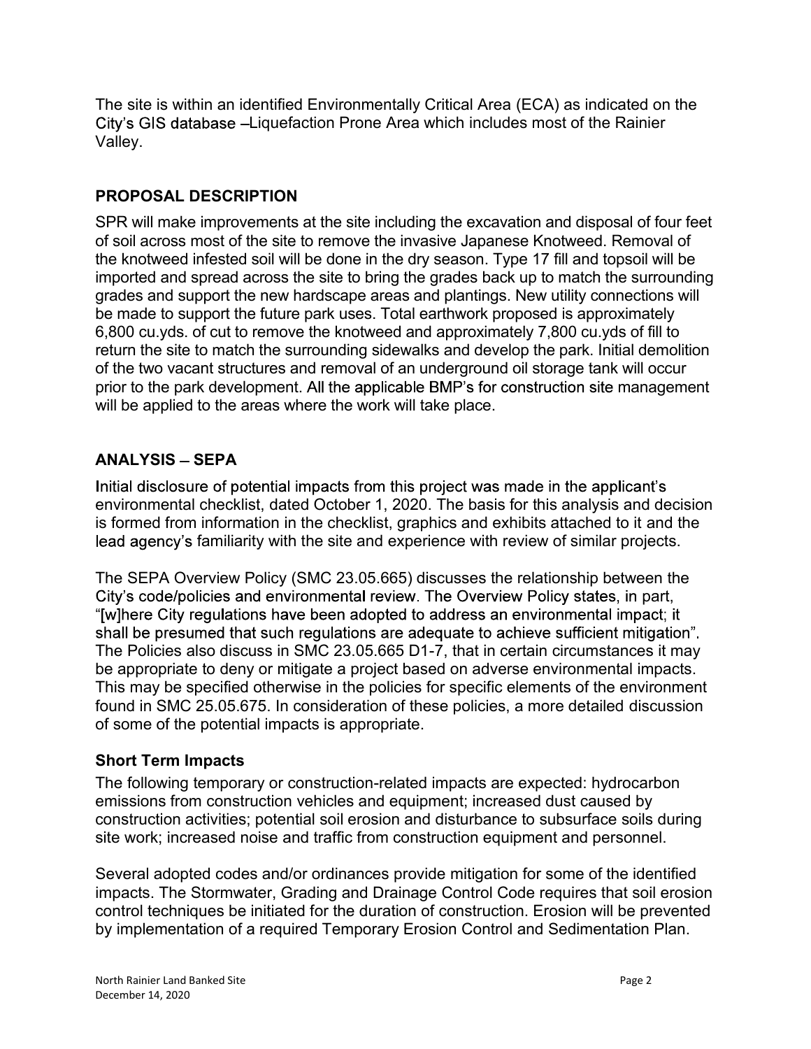The site is within an identified Environmentally Critical Area (ECA) as indicated on the City's GIS database –Liquefaction Prone Area which includes most of the Rainier Valley.

## PROPOSAL DESCRIPTION

SPR will make improvements at the site including the excavation and disposal of four feet of soil across most of the site to remove the invasive Japanese Knotweed. Removal of the knotweed infested soil will be done in the dry season. Type 17 fill and topsoil will be imported and spread across the site to bring the grades back up to match the surrounding grades and support the new hardscape areas and plantings. New utility connections will be made to support the future park uses. Total earthwork proposed is approximately 6,800 cu.yds. of cut to remove the knotweed and approximately 7,800 cu.yds of fill to return the site to match the surrounding sidewalks and develop the park. Initial demolition of the two vacant structures and removal of an underground oil storage tank will occur prior to the park development. All the applicable BMP's for construction site management will be applied to the areas where the work will take place.

## ANALYSIS – SEPA

Initial disclosure of potential impacts from this project was made in the applicant's environmental checklist, dated October 1, 2020. The basis for this analysis and decision is formed from information in the checklist, graphics and exhibits attached to it and the lead agency's familiarity with the site and experience with review of similar projects.

The SEPA Overview Policy (SMC 23.05.665) discusses the relationship between the City's code/policies and environmental review. The Overview Policy states, in part, "[w]here City regulations have been adopted to address an environmental impact; it shall be presumed that such regulations are adequate to achieve sufficient mitigation". The Policies also discuss in SMC 23.05.665 D1-7, that in certain circumstances it may be appropriate to deny or mitigate a project based on adverse environmental impacts. This may be specified otherwise in the policies for specific elements of the environment found in SMC 25.05.675. In consideration of these policies, a more detailed discussion of some of the potential impacts is appropriate.

### Short Term Impacts

The following temporary or construction-related impacts are expected: hydrocarbon emissions from construction vehicles and equipment; increased dust caused by construction activities; potential soil erosion and disturbance to subsurface soils during site work; increased noise and traffic from construction equipment and personnel.

Several adopted codes and/or ordinances provide mitigation for some of the identified impacts. The Stormwater, Grading and Drainage Control Code requires that soil erosion control techniques be initiated for the duration of construction. Erosion will be prevented by implementation of a required Temporary Erosion Control and Sedimentation Plan.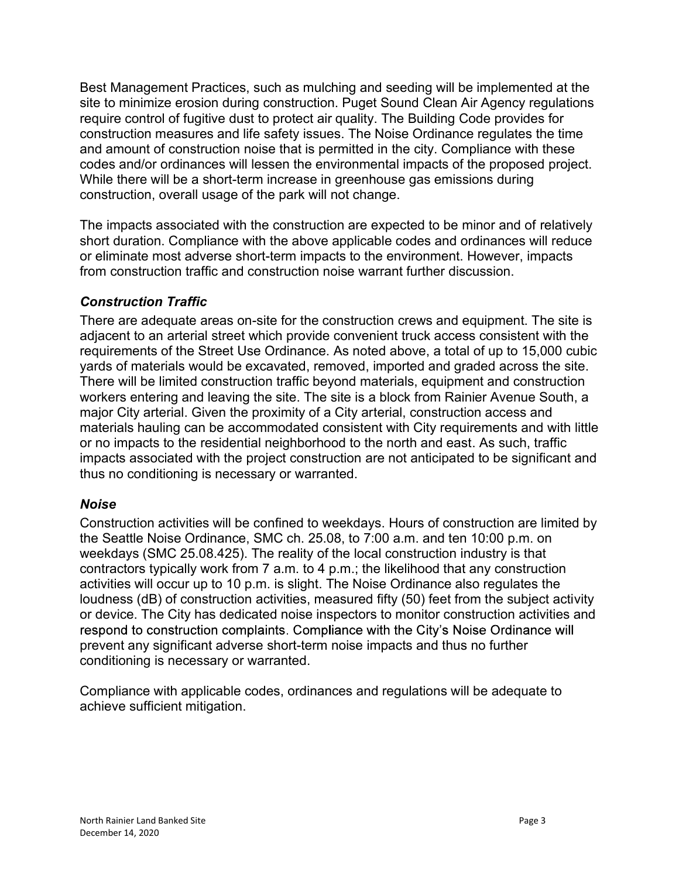Best Management Practices, such as mulching and seeding will be implemented at the site to minimize erosion during construction. Puget Sound Clean Air Agency regulations require control of fugitive dust to protect air quality. The Building Code provides for construction measures and life safety issues. The Noise Ordinance regulates the time and amount of construction noise that is permitted in the city. Compliance with these codes and/or ordinances will lessen the environmental impacts of the proposed project. While there will be a short-term increase in greenhouse gas emissions during construction, overall usage of the park will not change.

The impacts associated with the construction are expected to be minor and of relatively short duration. Compliance with the above applicable codes and ordinances will reduce or eliminate most adverse short-term impacts to the environment. However, impacts from construction traffic and construction noise warrant further discussion.

### *Construction Traffic*

There are adequate areas on-site for the construction crews and equipment. The site is adjacent to an arterial street which provide convenient truck access consistent with the requirements of the Street Use Ordinance. As noted above, a total of up to 15,000 cubic yards of materials would be excavated, removed, imported and graded across the site. There will be limited construction traffic beyond materials, equipment and construction workers entering and leaving the site. The site is a block from Rainier Avenue South, a major City arterial. Given the proximity of a City arterial, construction access and materials hauling can be accommodated consistent with City requirements and with little or no impacts to the residential neighborhood to the north and east. As such, traffic impacts associated with the project construction are not anticipated to be significant and thus no conditioning is necessary or warranted.

### *Noise*

Construction activities will be confined to weekdays. Hours of construction are limited by the Seattle Noise Ordinance, SMC ch. 25.08, to 7:00 a.m. and ten 10:00 p.m. on weekdays (SMC 25.08.425). The reality of the local construction industry is that contractors typically work from 7 a.m. to 4 p.m.; the likelihood that any construction activities will occur up to 10 p.m. is slight. The Noise Ordinance also regulates the loudness (dB) of construction activities, measured fifty (50) feet from the subject activity or device. The City has dedicated noise inspectors to monitor construction activities and respond to construction complaints. Compliance with the City's Noise Ordinance will prevent any significant adverse short-term noise impacts and thus no further conditioning is necessary or warranted.

Compliance with applicable codes, ordinances and regulations will be adequate to achieve sufficient mitigation.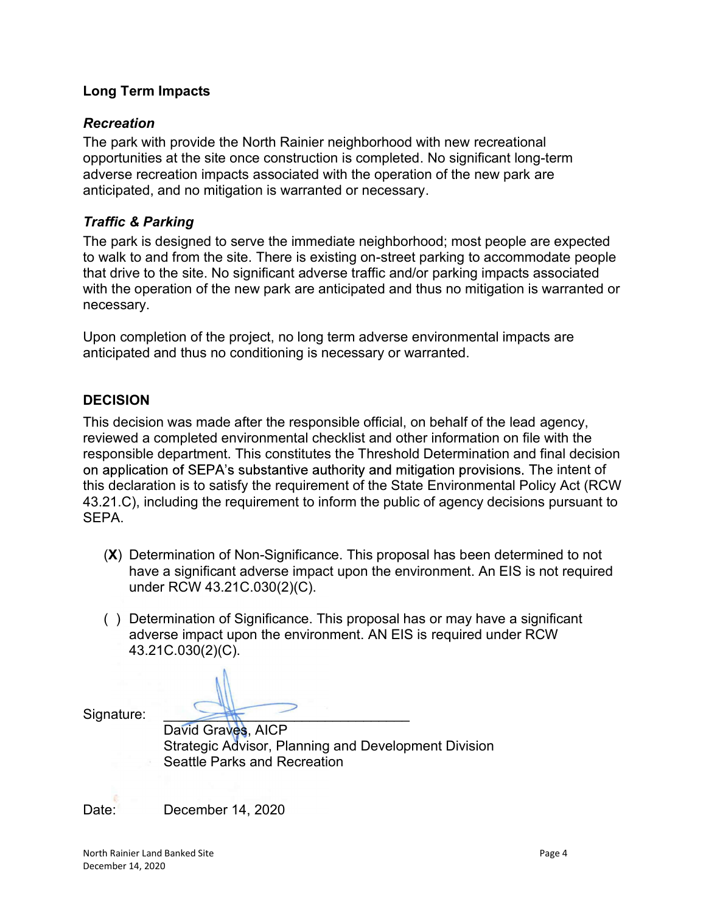## Long Term Impacts

### *Recreation*

The park with provide the North Rainier neighborhood with new recreational opportunities at the site once construction is completed. No significant long-term adverse recreation impacts associated with the operation of the new park are anticipated, and no mitigation is warranted or necessary.

### *Traffic & Parking*

The park is designed to serve the immediate neighborhood; most people are expected to walk to and from the site. There is existing on-street parking to accommodate people that drive to the site. No significant adverse traffic and/or parking impacts associated with the operation of the new park are anticipated and thus no mitigation is warranted or necessary.

Upon completion of the project, no long term adverse environmental impacts are anticipated and thus no conditioning is necessary or warranted.

## DECISION

This decision was made after the responsible official, on behalf of the lead agency, reviewed a completed environmental checklist and other information on file with the responsible department. This constitutes the Threshold Determination and final decision on application of SEPA's substantive authority and mitigation provisions. The intent of this declaration is to satisfy the requirement of the State Environmental Policy Act (RCW 43.21.C), including the requirement to inform the public of agency decisions pursuant to SEPA.

(**X**) Determination of Non-Significance. This proposal has been determined to not have a significant adverse impact upon the environment. An EIS is not required under RCW 43.21C.030(2)(C).

( ) Determination of Significance. This proposal has or may have a significant adverse impact upon the environment. AN EIS is required under RCW 43.21C.030(2)(C).

Signature: ______________________________

David Graves, AICP
Strategic Advisor, Planning and Development Division
Seattle Parks and Recreation

Date: December 14, 2020